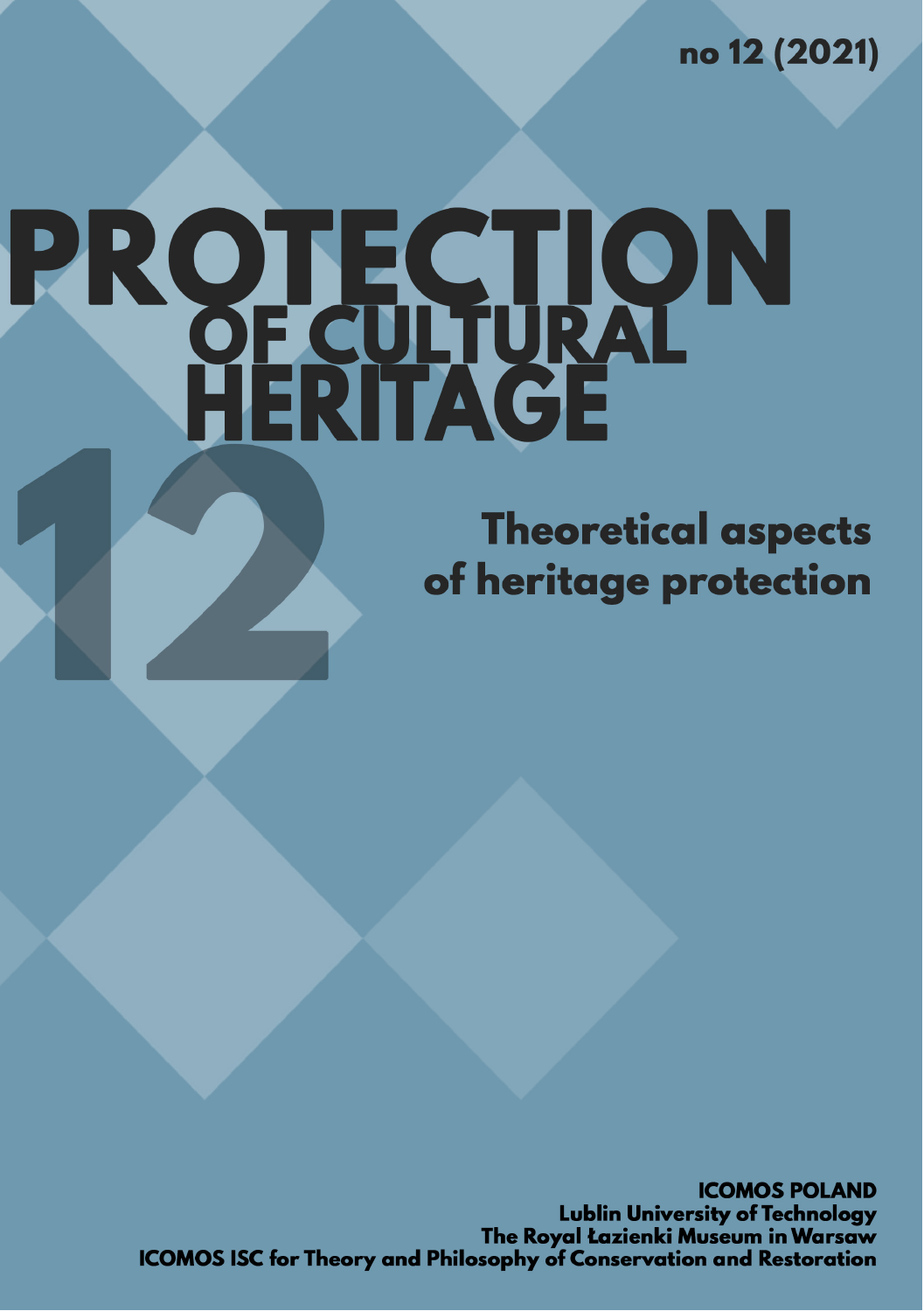no 12 (2021)

# PROTECTION OF CULTURAL HERITAGE

12

## Theoretical aspects of heritage protection

**ICOMOS POLAND**
**Lublin University of Technology**
**The Royal Łazienki Museum in Warsaw**
**ICOMOS ISC for Theory and Philosophy of Conservation and Restoration**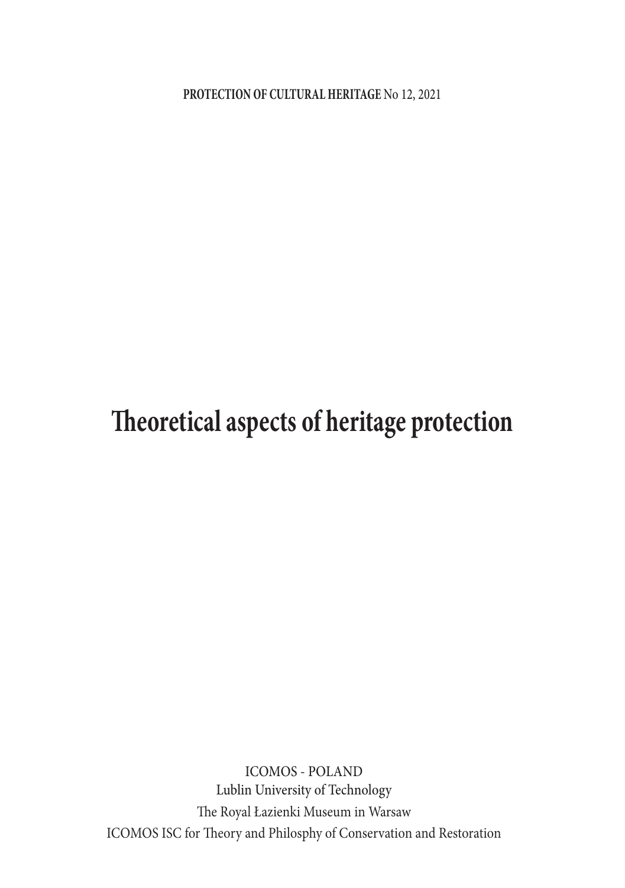**PROTECTION OF CULTURAL HERITAGE** No 12, 2021

# Theoretical aspects of heritage protection

ICOMOS - POLAND

Lublin University of Technology

The Royal Łazienki Museum in Warsaw

ICOMOS ISC for Theory and Philosphy of Conservation and Restoration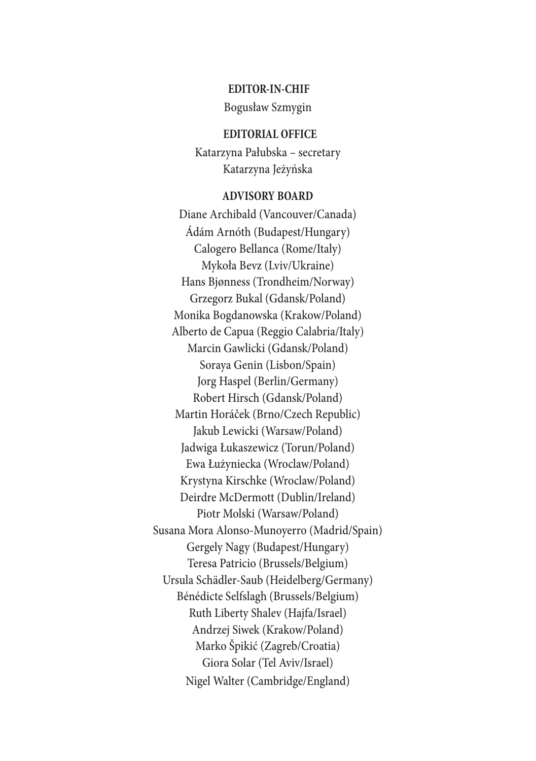**EDITOR-IN-CHIF**

Bogusław Szmygin

**EDITORIAL OFFICE**

Katarzyna Pałubska – secretary
Katarzyna Jeżyńska

**ADVISORY BOARD**

Diane Archibald (Vancouver/Canada)
Ádám Arnóth (Budapest/Hungary)
Calogero Bellanca (Rome/Italy)
Mykoła Bevz (Lviv/Ukraine)
Hans Bjønness (Trondheim/Norway)
Grzegorz Bukal (Gdansk/Poland)
Monika Bogdanowska (Krakow/Poland)
Alberto de Capua (Reggio Calabria/Italy)
Marcin Gawlicki (Gdansk/Poland)
Soraya Genin (Lisbon/Spain)
Jorg Haspel (Berlin/Germany)
Robert Hirsch (Gdansk/Poland)
Martin Horáček (Brno/Czech Republic)
Jakub Lewicki (Warsaw/Poland)
Jadwiga Łukaszewicz (Torun/Poland)
Ewa Łużyniecka (Wroclaw/Poland)
Krystyna Kirschke (Wroclaw/Poland)
Deirdre McDermott (Dublin/Ireland)
Piotr Molski (Warsaw/Poland)
Susana Mora Alonso-Munoyerro (Madrid/Spain)
Gergely Nagy (Budapest/Hungary)
Teresa Patricio (Brussels/Belgium)
Ursula Schädler-Saub (Heidelberg/Germany)
Bénédicte Selfslagh (Brussels/Belgium)
Ruth Liberty Shalev (Hajfa/Israel)
Andrzej Siwek (Krakow/Poland)
Marko Špikić (Zagreb/Croatia)
Giora Solar (Tel Aviv/Israel)
Nigel Walter (Cambridge/England)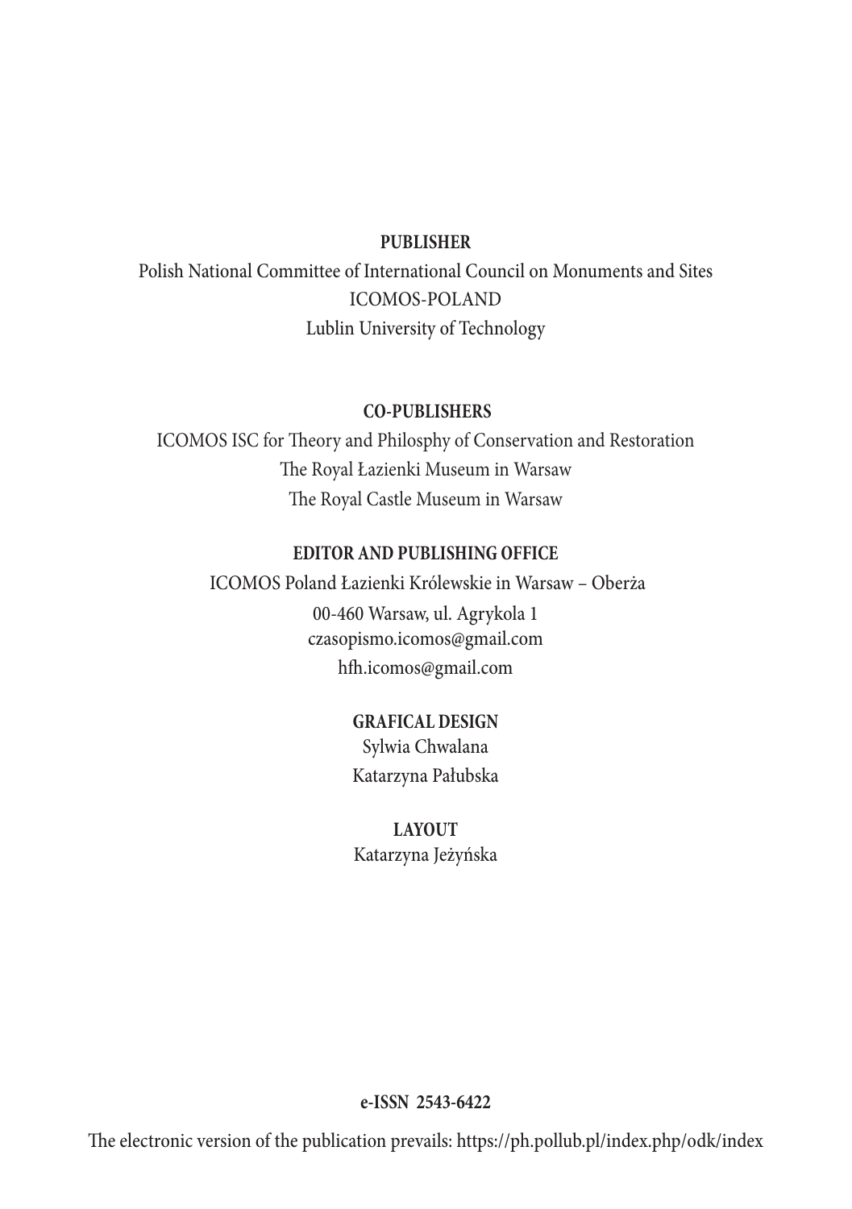**PUBLISHER**

Polish National Committee of International Council on Monuments and Sites
ICOMOS-POLAND
Lublin University of Technology

**CO-PUBLISHERS**

ICOMOS ISC for Theory and Philosphy of Conservation and Restoration
The Royal Łazienki Museum in Warsaw
The Royal Castle Museum in Warsaw

**EDITOR AND PUBLISHING OFFICE**

ICOMOS Poland Łazienki Królewskie in Warsaw – Oberża
00-460 Warsaw, ul. Agrykola 1
czasopismo.icomos@gmail.com
hfh.icomos@gmail.com

**GRAFICAL DESIGN**

Sylwia Chwalana
Katarzyna Pałubska

**LAYOUT**

Katarzyna Jeżyńska

**e-ISSN 2543-6422**

The electronic version of the publication prevails: https://ph.pollub.pl/index.php/odk/index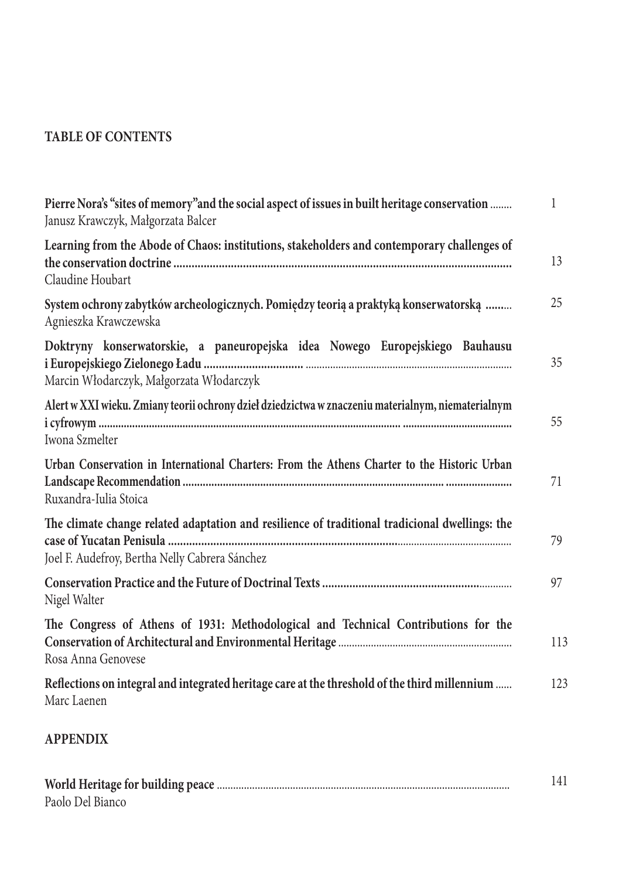## TABLE OF CONTENTS

| | | |
|---|---|---|
| **Pierre Nora's "sites of memory"and the social aspect of issues in built heritage conservation** ........ Janusz Krawczyk, Małgorzata Balcer | | 1 |
| **Learning from the Abode of Chaos: institutions, stakeholders and contemporary challenges of the conservation doctrine** ........ Claudine Houbart | | 13 |
| **System ochrony zabytków archeologicznych. Pomiędzy teorią a praktyką konserwatorską** ........ Agnieszka Krawczewska | | 25 |
| **Doktryny konserwatorskie, a paneuropejska idea Nowego Europejskiego Bauhausu i Europejskiego Zielonego Ładu** ........ Marcin Włodarczyk, Małgorzata Włodarczyk | | 35 |
| **Alert w XXI wieku. Zmiany teorii ochrony dzieł dziedzictwa w znaczeniu materialnym, niematerialnym i cyfrowym** ........ Iwona Szmelter | | 55 |
| **Urban Conservation in International Charters: From the Athens Charter to the Historic Urban Landscape Recommendation** ........ Ruxandra-Iulia Stoica | | 71 |
| **The climate change related adaptation and resilience of traditional tradicional dwellings: the case of Yucatan Penisula** ........ Joel F. Audefroy, Bertha Nelly Cabrera Sánchez | | 79 |
| **Conservation Practice and the Future of Doctrinal Texts** ........ Nigel Walter | | 97 |
| **The Congress of Athens of 1931: Methodological and Technical Contributions for the Conservation of Architectural and Environmental Heritage** ........ Rosa Anna Genovese | | 113 |
| **Reflections on integral and integrated heritage care at the threshold of the third millennium** ...... Marc Laenen | | 123 |

## APPENDIX

| | |
|---|---|
| **World Heritage for building peace** ........ Paolo Del Bianco | 141 |